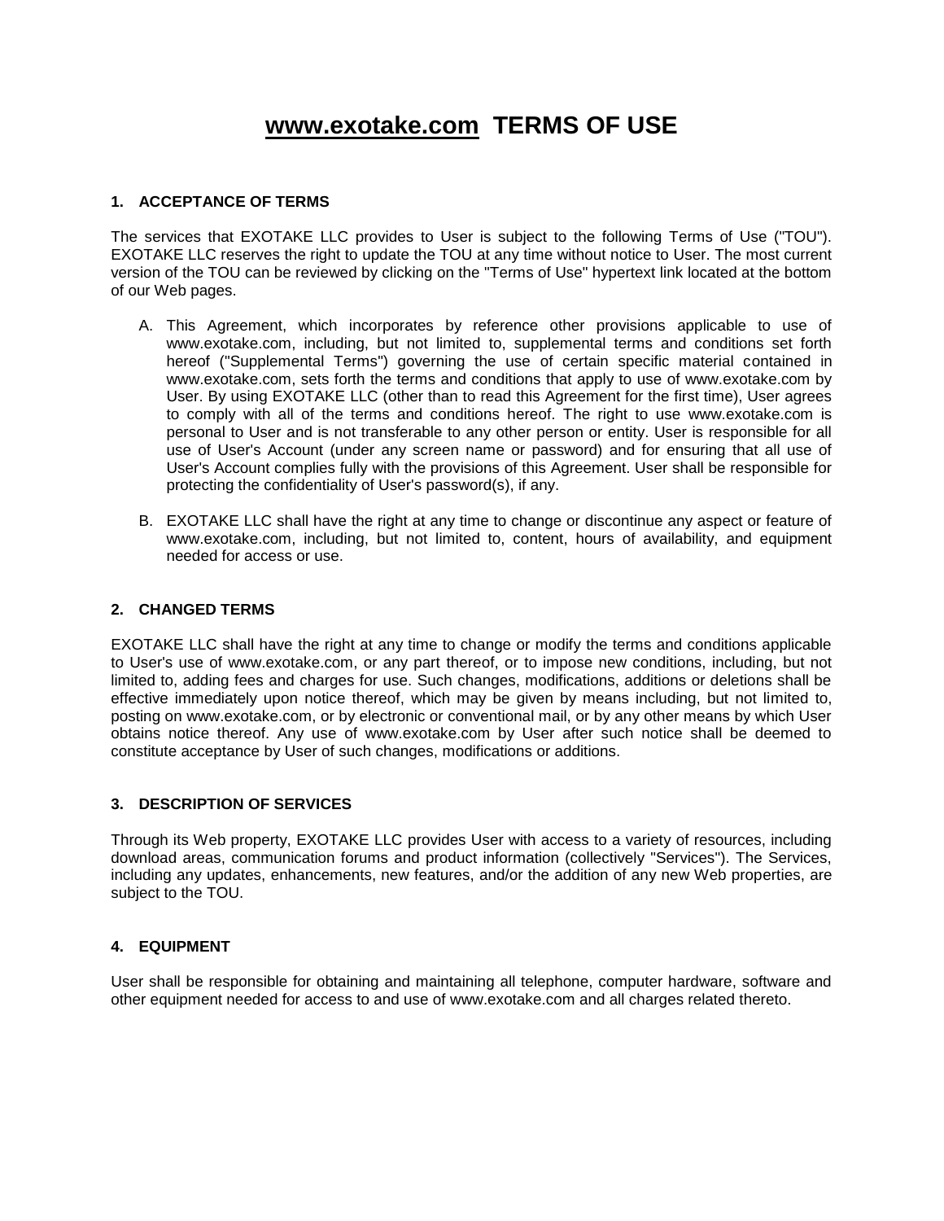# www.exotake.com TERMS OF USE

## 1. ACCEPTANCE OF TERMS

The services that EXOTAKE LLC provides to User is subject to the following Terms of Use ("TOU"). EXOTAKE LLC reserves the right to update the TOU at any time without notice to User. The most current version of the TOU can be reviewed by clicking on the "Terms of Use" hypertext link located at the bottom of our Web pages.

A. This Agreement, which incorporates by reference other provisions applicable to use of www.exotake.com, including, but not limited to, supplemental terms and conditions set forth hereof ("Supplemental Terms") governing the use of certain specific material contained in www.exotake.com, sets forth the terms and conditions that apply to use of www.exotake.com by User. By using EXOTAKE LLC (other than to read this Agreement for the first time), User agrees to comply with all of the terms and conditions hereof. The right to use www.exotake.com is personal to User and is not transferable to any other person or entity. User is responsible for all use of User's Account (under any screen name or password) and for ensuring that all use of User's Account complies fully with the provisions of this Agreement. User shall be responsible for protecting the confidentiality of User's password(s), if any.

B. EXOTAKE LLC shall have the right at any time to change or discontinue any aspect or feature of www.exotake.com, including, but not limited to, content, hours of availability, and equipment needed for access or use.

## 2. CHANGED TERMS

EXOTAKE LLC shall have the right at any time to change or modify the terms and conditions applicable to User's use of www.exotake.com, or any part thereof, or to impose new conditions, including, but not limited to, adding fees and charges for use. Such changes, modifications, additions or deletions shall be effective immediately upon notice thereof, which may be given by means including, but not limited to, posting on www.exotake.com, or by electronic or conventional mail, or by any other means by which User obtains notice thereof. Any use of www.exotake.com by User after such notice shall be deemed to constitute acceptance by User of such changes, modifications or additions.

## 3. DESCRIPTION OF SERVICES

Through its Web property, EXOTAKE LLC provides User with access to a variety of resources, including download areas, communication forums and product information (collectively "Services"). The Services, including any updates, enhancements, new features, and/or the addition of any new Web properties, are subject to the TOU.

## 4. EQUIPMENT

User shall be responsible for obtaining and maintaining all telephone, computer hardware, software and other equipment needed for access to and use of www.exotake.com and all charges related thereto.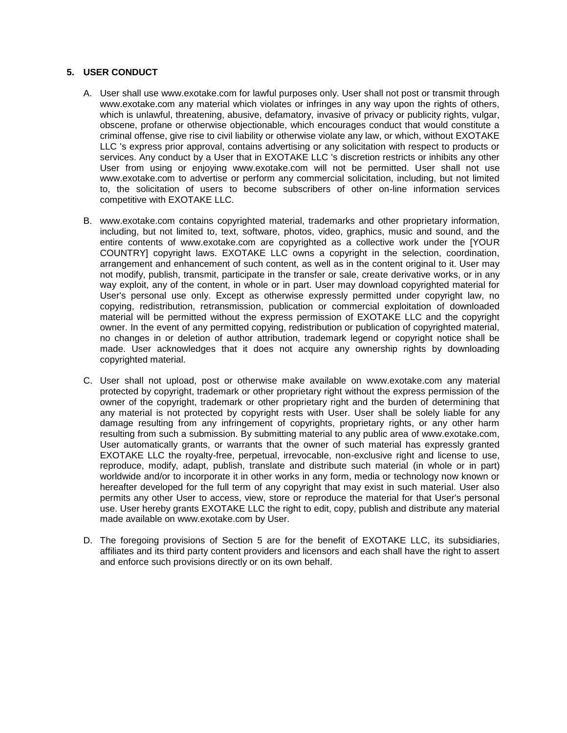## 5. USER CONDUCT

A. User shall use www.exotake.com for lawful purposes only. User shall not post or transmit through www.exotake.com any material which violates or infringes in any way upon the rights of others, which is unlawful, threatening, abusive, defamatory, invasive of privacy or publicity rights, vulgar, obscene, profane or otherwise objectionable, which encourages conduct that would constitute a criminal offense, give rise to civil liability or otherwise violate any law, or which, without EXOTAKE LLC 's express prior approval, contains advertising or any solicitation with respect to products or services. Any conduct by a User that in EXOTAKE LLC 's discretion restricts or inhibits any other User from using or enjoying www.exotake.com will not be permitted. User shall not use www.exotake.com to advertise or perform any commercial solicitation, including, but not limited to, the solicitation of users to become subscribers of other on-line information services competitive with EXOTAKE LLC.

B. www.exotake.com contains copyrighted material, trademarks and other proprietary information, including, but not limited to, text, software, photos, video, graphics, music and sound, and the entire contents of www.exotake.com are copyrighted as a collective work under the [YOUR COUNTRY] copyright laws. EXOTAKE LLC owns a copyright in the selection, coordination, arrangement and enhancement of such content, as well as in the content original to it. User may not modify, publish, transmit, participate in the transfer or sale, create derivative works, or in any way exploit, any of the content, in whole or in part. User may download copyrighted material for User's personal use only. Except as otherwise expressly permitted under copyright law, no copying, redistribution, retransmission, publication or commercial exploitation of downloaded material will be permitted without the express permission of EXOTAKE LLC and the copyright owner. In the event of any permitted copying, redistribution or publication of copyrighted material, no changes in or deletion of author attribution, trademark legend or copyright notice shall be made. User acknowledges that it does not acquire any ownership rights by downloading copyrighted material.

C. User shall not upload, post or otherwise make available on www.exotake.com any material protected by copyright, trademark or other proprietary right without the express permission of the owner of the copyright, trademark or other proprietary right and the burden of determining that any material is not protected by copyright rests with User. User shall be solely liable for any damage resulting from any infringement of copyrights, proprietary rights, or any other harm resulting from such a submission. By submitting material to any public area of www.exotake.com, User automatically grants, or warrants that the owner of such material has expressly granted EXOTAKE LLC the royalty-free, perpetual, irrevocable, non-exclusive right and license to use, reproduce, modify, adapt, publish, translate and distribute such material (in whole or in part) worldwide and/or to incorporate it in other works in any form, media or technology now known or hereafter developed for the full term of any copyright that may exist in such material. User also permits any other User to access, view, store or reproduce the material for that User's personal use. User hereby grants EXOTAKE LLC the right to edit, copy, publish and distribute any material made available on www.exotake.com by User.

D. The foregoing provisions of Section 5 are for the benefit of EXOTAKE LLC, its subsidiaries, affiliates and its third party content providers and licensors and each shall have the right to assert and enforce such provisions directly or on its own behalf.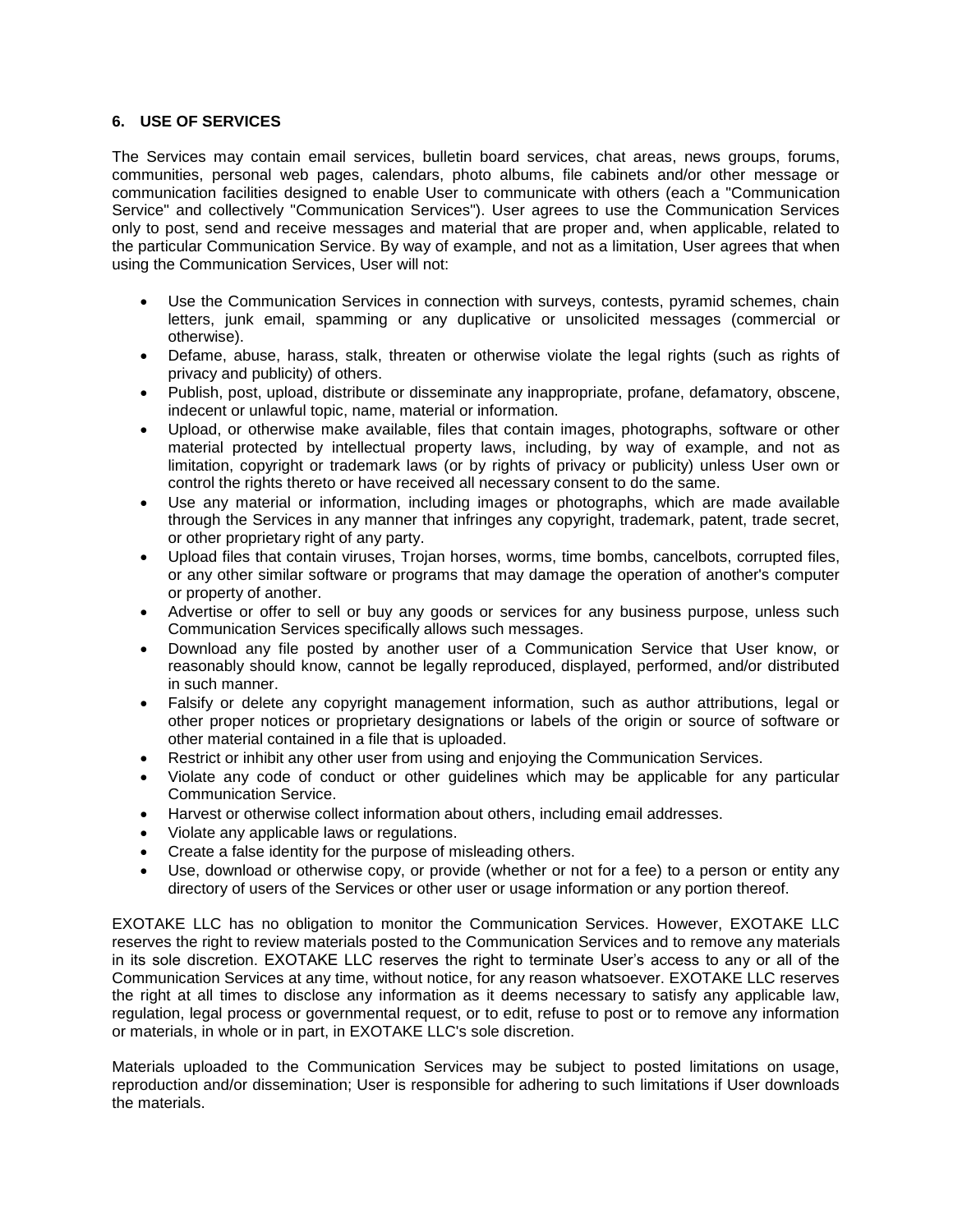## 6. USE OF SERVICES

The Services may contain email services, bulletin board services, chat areas, news groups, forums, communities, personal web pages, calendars, photo albums, file cabinets and/or other message or communication facilities designed to enable User to communicate with others (each a "Communication Service" and collectively "Communication Services"). User agrees to use the Communication Services only to post, send and receive messages and material that are proper and, when applicable, related to the particular Communication Service. By way of example, and not as a limitation, User agrees that when using the Communication Services, User will not:

- Use the Communication Services in connection with surveys, contests, pyramid schemes, chain letters, junk email, spamming or any duplicative or unsolicited messages (commercial or otherwise).
- Defame, abuse, harass, stalk, threaten or otherwise violate the legal rights (such as rights of privacy and publicity) of others.
- Publish, post, upload, distribute or disseminate any inappropriate, profane, defamatory, obscene, indecent or unlawful topic, name, material or information.
- Upload, or otherwise make available, files that contain images, photographs, software or other material protected by intellectual property laws, including, by way of example, and not as limitation, copyright or trademark laws (or by rights of privacy or publicity) unless User own or control the rights thereto or have received all necessary consent to do the same.
- Use any material or information, including images or photographs, which are made available through the Services in any manner that infringes any copyright, trademark, patent, trade secret, or other proprietary right of any party.
- Upload files that contain viruses, Trojan horses, worms, time bombs, cancelbots, corrupted files, or any other similar software or programs that may damage the operation of another's computer or property of another.
- Advertise or offer to sell or buy any goods or services for any business purpose, unless such Communication Services specifically allows such messages.
- Download any file posted by another user of a Communication Service that User know, or reasonably should know, cannot be legally reproduced, displayed, performed, and/or distributed in such manner.
- Falsify or delete any copyright management information, such as author attributions, legal or other proper notices or proprietary designations or labels of the origin or source of software or other material contained in a file that is uploaded.
- Restrict or inhibit any other user from using and enjoying the Communication Services.
- Violate any code of conduct or other guidelines which may be applicable for any particular Communication Service.
- Harvest or otherwise collect information about others, including email addresses.
- Violate any applicable laws or regulations.
- Create a false identity for the purpose of misleading others.
- Use, download or otherwise copy, or provide (whether or not for a fee) to a person or entity any directory of users of the Services or other user or usage information or any portion thereof.

EXOTAKE LLC has no obligation to monitor the Communication Services. However, EXOTAKE LLC reserves the right to review materials posted to the Communication Services and to remove any materials in its sole discretion. EXOTAKE LLC reserves the right to terminate User's access to any or all of the Communication Services at any time, without notice, for any reason whatsoever. EXOTAKE LLC reserves the right at all times to disclose any information as it deems necessary to satisfy any applicable law, regulation, legal process or governmental request, or to edit, refuse to post or to remove any information or materials, in whole or in part, in EXOTAKE LLC's sole discretion.

Materials uploaded to the Communication Services may be subject to posted limitations on usage, reproduction and/or dissemination; User is responsible for adhering to such limitations if User downloads the materials.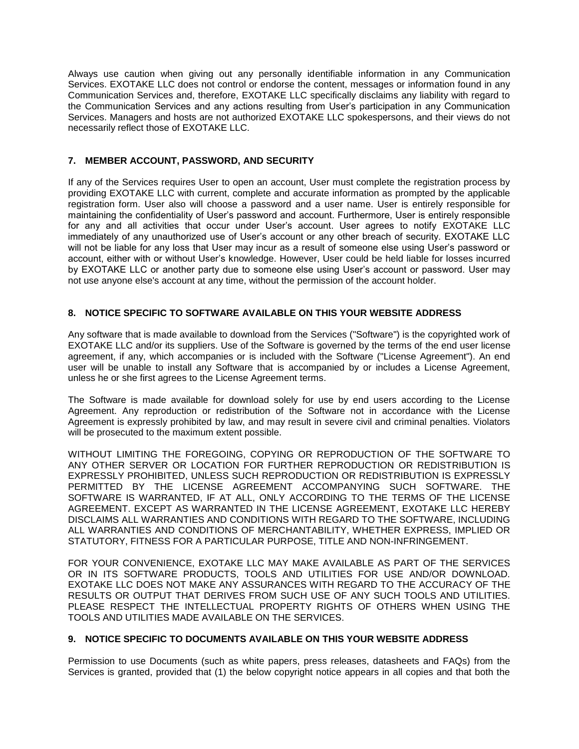Always use caution when giving out any personally identifiable information in any Communication Services. EXOTAKE LLC does not control or endorse the content, messages or information found in any Communication Services and, therefore, EXOTAKE LLC specifically disclaims any liability with regard to the Communication Services and any actions resulting from User's participation in any Communication Services. Managers and hosts are not authorized EXOTAKE LLC spokespersons, and their views do not necessarily reflect those of EXOTAKE LLC.

## 7. MEMBER ACCOUNT, PASSWORD, AND SECURITY

If any of the Services requires User to open an account, User must complete the registration process by providing EXOTAKE LLC with current, complete and accurate information as prompted by the applicable registration form. User also will choose a password and a user name. User is entirely responsible for maintaining the confidentiality of User's password and account. Furthermore, User is entirely responsible for any and all activities that occur under User's account. User agrees to notify EXOTAKE LLC immediately of any unauthorized use of User's account or any other breach of security. EXOTAKE LLC will not be liable for any loss that User may incur as a result of someone else using User's password or account, either with or without User's knowledge. However, User could be held liable for losses incurred by EXOTAKE LLC or another party due to someone else using User's account or password. User may not use anyone else's account at any time, without the permission of the account holder.

## 8. NOTICE SPECIFIC TO SOFTWARE AVAILABLE ON THIS YOUR WEBSITE ADDRESS

Any software that is made available to download from the Services ("Software") is the copyrighted work of EXOTAKE LLC and/or its suppliers. Use of the Software is governed by the terms of the end user license agreement, if any, which accompanies or is included with the Software ("License Agreement"). An end user will be unable to install any Software that is accompanied by or includes a License Agreement, unless he or she first agrees to the License Agreement terms.

The Software is made available for download solely for use by end users according to the License Agreement. Any reproduction or redistribution of the Software not in accordance with the License Agreement is expressly prohibited by law, and may result in severe civil and criminal penalties. Violators will be prosecuted to the maximum extent possible.

WITHOUT LIMITING THE FOREGOING, COPYING OR REPRODUCTION OF THE SOFTWARE TO ANY OTHER SERVER OR LOCATION FOR FURTHER REPRODUCTION OR REDISTRIBUTION IS EXPRESSLY PROHIBITED, UNLESS SUCH REPRODUCTION OR REDISTRIBUTION IS EXPRESSLY PERMITTED BY THE LICENSE AGREEMENT ACCOMPANYING SUCH SOFTWARE. THE SOFTWARE IS WARRANTED, IF AT ALL, ONLY ACCORDING TO THE TERMS OF THE LICENSE AGREEMENT. EXCEPT AS WARRANTED IN THE LICENSE AGREEMENT, EXOTAKE LLC HEREBY DISCLAIMS ALL WARRANTIES AND CONDITIONS WITH REGARD TO THE SOFTWARE, INCLUDING ALL WARRANTIES AND CONDITIONS OF MERCHANTABILITY, WHETHER EXPRESS, IMPLIED OR STATUTORY, FITNESS FOR A PARTICULAR PURPOSE, TITLE AND NON-INFRINGEMENT.

FOR YOUR CONVENIENCE, EXOTAKE LLC MAY MAKE AVAILABLE AS PART OF THE SERVICES OR IN ITS SOFTWARE PRODUCTS, TOOLS AND UTILITIES FOR USE AND/OR DOWNLOAD. EXOTAKE LLC DOES NOT MAKE ANY ASSURANCES WITH REGARD TO THE ACCURACY OF THE RESULTS OR OUTPUT THAT DERIVES FROM SUCH USE OF ANY SUCH TOOLS AND UTILITIES. PLEASE RESPECT THE INTELLECTUAL PROPERTY RIGHTS OF OTHERS WHEN USING THE TOOLS AND UTILITIES MADE AVAILABLE ON THE SERVICES.

## 9. NOTICE SPECIFIC TO DOCUMENTS AVAILABLE ON THIS YOUR WEBSITE ADDRESS

Permission to use Documents (such as white papers, press releases, datasheets and FAQs) from the Services is granted, provided that (1) the below copyright notice appears in all copies and that both the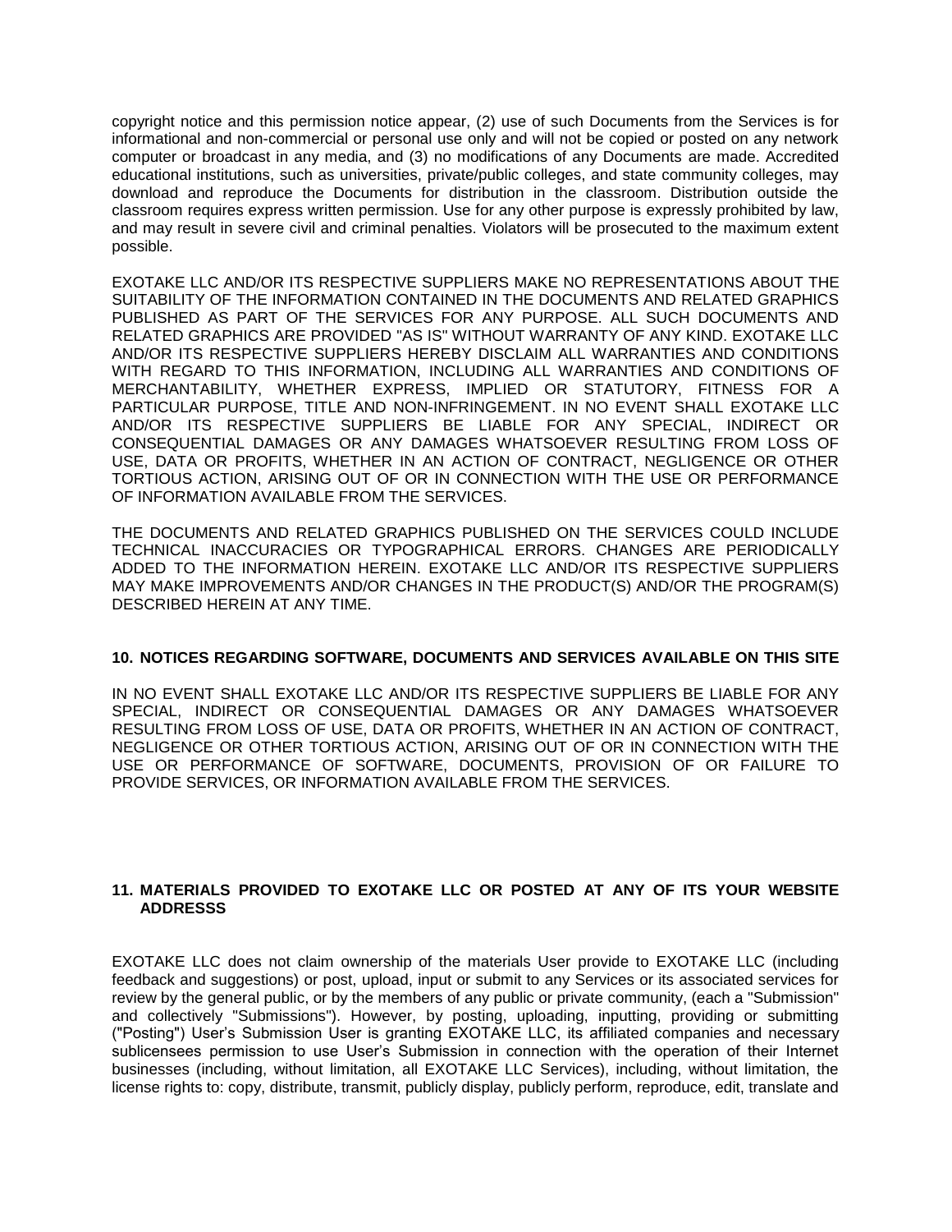copyright notice and this permission notice appear, (2) use of such Documents from the Services is for informational and non-commercial or personal use only and will not be copied or posted on any network computer or broadcast in any media, and (3) no modifications of any Documents are made. Accredited educational institutions, such as universities, private/public colleges, and state community colleges, may download and reproduce the Documents for distribution in the classroom. Distribution outside the classroom requires express written permission. Use for any other purpose is expressly prohibited by law, and may result in severe civil and criminal penalties. Violators will be prosecuted to the maximum extent possible.

EXOTAKE LLC AND/OR ITS RESPECTIVE SUPPLIERS MAKE NO REPRESENTATIONS ABOUT THE SUITABILITY OF THE INFORMATION CONTAINED IN THE DOCUMENTS AND RELATED GRAPHICS PUBLISHED AS PART OF THE SERVICES FOR ANY PURPOSE. ALL SUCH DOCUMENTS AND RELATED GRAPHICS ARE PROVIDED "AS IS" WITHOUT WARRANTY OF ANY KIND. EXOTAKE LLC AND/OR ITS RESPECTIVE SUPPLIERS HEREBY DISCLAIM ALL WARRANTIES AND CONDITIONS WITH REGARD TO THIS INFORMATION, INCLUDING ALL WARRANTIES AND CONDITIONS OF MERCHANTABILITY, WHETHER EXPRESS, IMPLIED OR STATUTORY, FITNESS FOR A PARTICULAR PURPOSE, TITLE AND NON-INFRINGEMENT. IN NO EVENT SHALL EXOTAKE LLC AND/OR ITS RESPECTIVE SUPPLIERS BE LIABLE FOR ANY SPECIAL, INDIRECT OR CONSEQUENTIAL DAMAGES OR ANY DAMAGES WHATSOEVER RESULTING FROM LOSS OF USE, DATA OR PROFITS, WHETHER IN AN ACTION OF CONTRACT, NEGLIGENCE OR OTHER TORTIOUS ACTION, ARISING OUT OF OR IN CONNECTION WITH THE USE OR PERFORMANCE OF INFORMATION AVAILABLE FROM THE SERVICES.

THE DOCUMENTS AND RELATED GRAPHICS PUBLISHED ON THE SERVICES COULD INCLUDE TECHNICAL INACCURACIES OR TYPOGRAPHICAL ERRORS. CHANGES ARE PERIODICALLY ADDED TO THE INFORMATION HEREIN. EXOTAKE LLC AND/OR ITS RESPECTIVE SUPPLIERS MAY MAKE IMPROVEMENTS AND/OR CHANGES IN THE PRODUCT(S) AND/OR THE PROGRAM(S) DESCRIBED HEREIN AT ANY TIME.

## 10. NOTICES REGARDING SOFTWARE, DOCUMENTS AND SERVICES AVAILABLE ON THIS SITE

IN NO EVENT SHALL EXOTAKE LLC AND/OR ITS RESPECTIVE SUPPLIERS BE LIABLE FOR ANY SPECIAL, INDIRECT OR CONSEQUENTIAL DAMAGES OR ANY DAMAGES WHATSOEVER RESULTING FROM LOSS OF USE, DATA OR PROFITS, WHETHER IN AN ACTION OF CONTRACT, NEGLIGENCE OR OTHER TORTIOUS ACTION, ARISING OUT OF OR IN CONNECTION WITH THE USE OR PERFORMANCE OF SOFTWARE, DOCUMENTS, PROVISION OF OR FAILURE TO PROVIDE SERVICES, OR INFORMATION AVAILABLE FROM THE SERVICES.

## 11. MATERIALS PROVIDED TO EXOTAKE LLC OR POSTED AT ANY OF ITS YOUR WEBSITE ADDRESSS

EXOTAKE LLC does not claim ownership of the materials User provide to EXOTAKE LLC (including feedback and suggestions) or post, upload, input or submit to any Services or its associated services for review by the general public, or by the members of any public or private community, (each a "Submission" and collectively "Submissions"). However, by posting, uploading, inputting, providing or submitting ("Posting") User's Submission User is granting EXOTAKE LLC, its affiliated companies and necessary sublicensees permission to use User's Submission in connection with the operation of their Internet businesses (including, without limitation, all EXOTAKE LLC Services), including, without limitation, the license rights to: copy, distribute, transmit, publicly display, publicly perform, reproduce, edit, translate and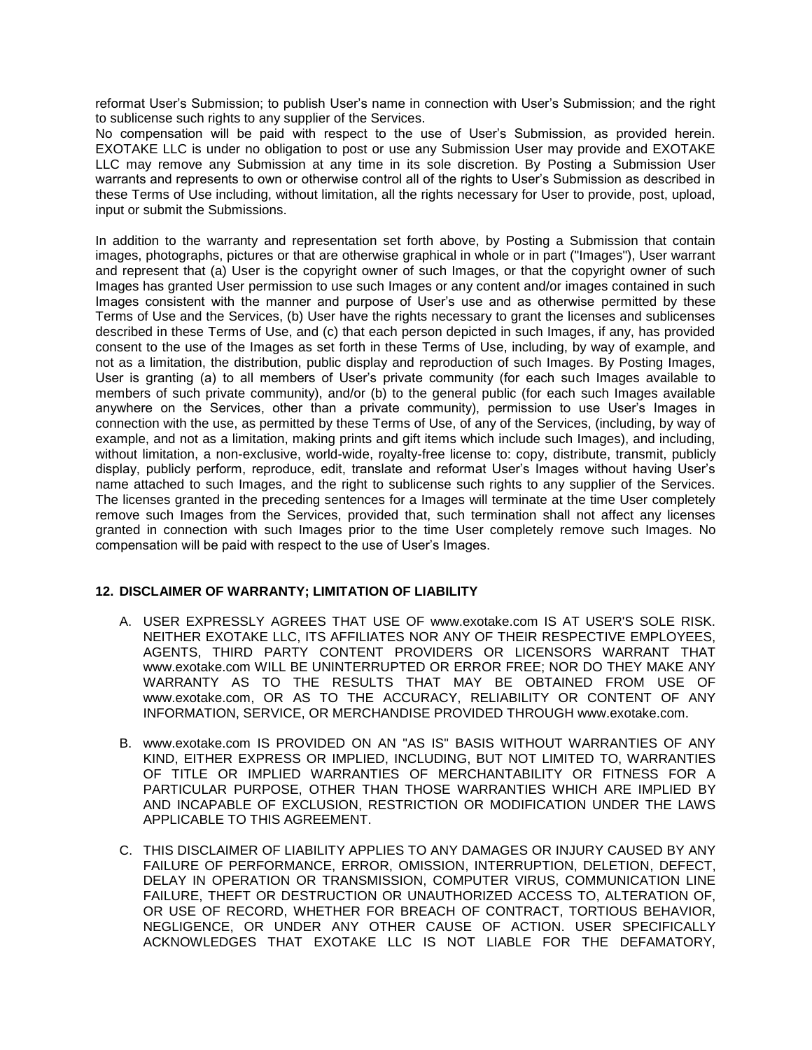reformat User's Submission; to publish User's name in connection with User's Submission; and the right to sublicense such rights to any supplier of the Services.

No compensation will be paid with respect to the use of User's Submission, as provided herein. EXOTAKE LLC is under no obligation to post or use any Submission User may provide and EXOTAKE LLC may remove any Submission at any time in its sole discretion. By Posting a Submission User warrants and represents to own or otherwise control all of the rights to User's Submission as described in these Terms of Use including, without limitation, all the rights necessary for User to provide, post, upload, input or submit the Submissions.

In addition to the warranty and representation set forth above, by Posting a Submission that contain images, photographs, pictures or that are otherwise graphical in whole or in part ("Images"), User warrant and represent that (a) User is the copyright owner of such Images, or that the copyright owner of such Images has granted User permission to use such Images or any content and/or images contained in such Images consistent with the manner and purpose of User's use and as otherwise permitted by these Terms of Use and the Services, (b) User have the rights necessary to grant the licenses and sublicenses described in these Terms of Use, and (c) that each person depicted in such Images, if any, has provided consent to the use of the Images as set forth in these Terms of Use, including, by way of example, and not as a limitation, the distribution, public display and reproduction of such Images. By Posting Images, User is granting (a) to all members of User's private community (for each such Images available to members of such private community), and/or (b) to the general public (for each such Images available anywhere on the Services, other than a private community), permission to use User's Images in connection with the use, as permitted by these Terms of Use, of any of the Services, (including, by way of example, and not as a limitation, making prints and gift items which include such Images), and including, without limitation, a non-exclusive, world-wide, royalty-free license to: copy, distribute, transmit, publicly display, publicly perform, reproduce, edit, translate and reformat User's Images without having User's name attached to such Images, and the right to sublicense such rights to any supplier of the Services. The licenses granted in the preceding sentences for a Images will terminate at the time User completely remove such Images from the Services, provided that, such termination shall not affect any licenses granted in connection with such Images prior to the time User completely remove such Images. No compensation will be paid with respect to the use of User's Images.

**12. DISCLAIMER OF WARRANTY; LIMITATION OF LIABILITY**

A. USER EXPRESSLY AGREES THAT USE OF www.exotake.com IS AT USER'S SOLE RISK. NEITHER EXOTAKE LLC, ITS AFFILIATES NOR ANY OF THEIR RESPECTIVE EMPLOYEES, AGENTS, THIRD PARTY CONTENT PROVIDERS OR LICENSORS WARRANT THAT www.exotake.com WILL BE UNINTERRUPTED OR ERROR FREE; NOR DO THEY MAKE ANY WARRANTY AS TO THE RESULTS THAT MAY BE OBTAINED FROM USE OF www.exotake.com, OR AS TO THE ACCURACY, RELIABILITY OR CONTENT OF ANY INFORMATION, SERVICE, OR MERCHANDISE PROVIDED THROUGH www.exotake.com.

B. www.exotake.com IS PROVIDED ON AN "AS IS" BASIS WITHOUT WARRANTIES OF ANY KIND, EITHER EXPRESS OR IMPLIED, INCLUDING, BUT NOT LIMITED TO, WARRANTIES OF TITLE OR IMPLIED WARRANTIES OF MERCHANTABILITY OR FITNESS FOR A PARTICULAR PURPOSE, OTHER THAN THOSE WARRANTIES WHICH ARE IMPLIED BY AND INCAPABLE OF EXCLUSION, RESTRICTION OR MODIFICATION UNDER THE LAWS APPLICABLE TO THIS AGREEMENT.

C. THIS DISCLAIMER OF LIABILITY APPLIES TO ANY DAMAGES OR INJURY CAUSED BY ANY FAILURE OF PERFORMANCE, ERROR, OMISSION, INTERRUPTION, DELETION, DEFECT, DELAY IN OPERATION OR TRANSMISSION, COMPUTER VIRUS, COMMUNICATION LINE FAILURE, THEFT OR DESTRUCTION OR UNAUTHORIZED ACCESS TO, ALTERATION OF, OR USE OF RECORD, WHETHER FOR BREACH OF CONTRACT, TORTIOUS BEHAVIOR, NEGLIGENCE, OR UNDER ANY OTHER CAUSE OF ACTION. USER SPECIFICALLY ACKNOWLEDGES THAT EXOTAKE LLC IS NOT LIABLE FOR THE DEFAMATORY,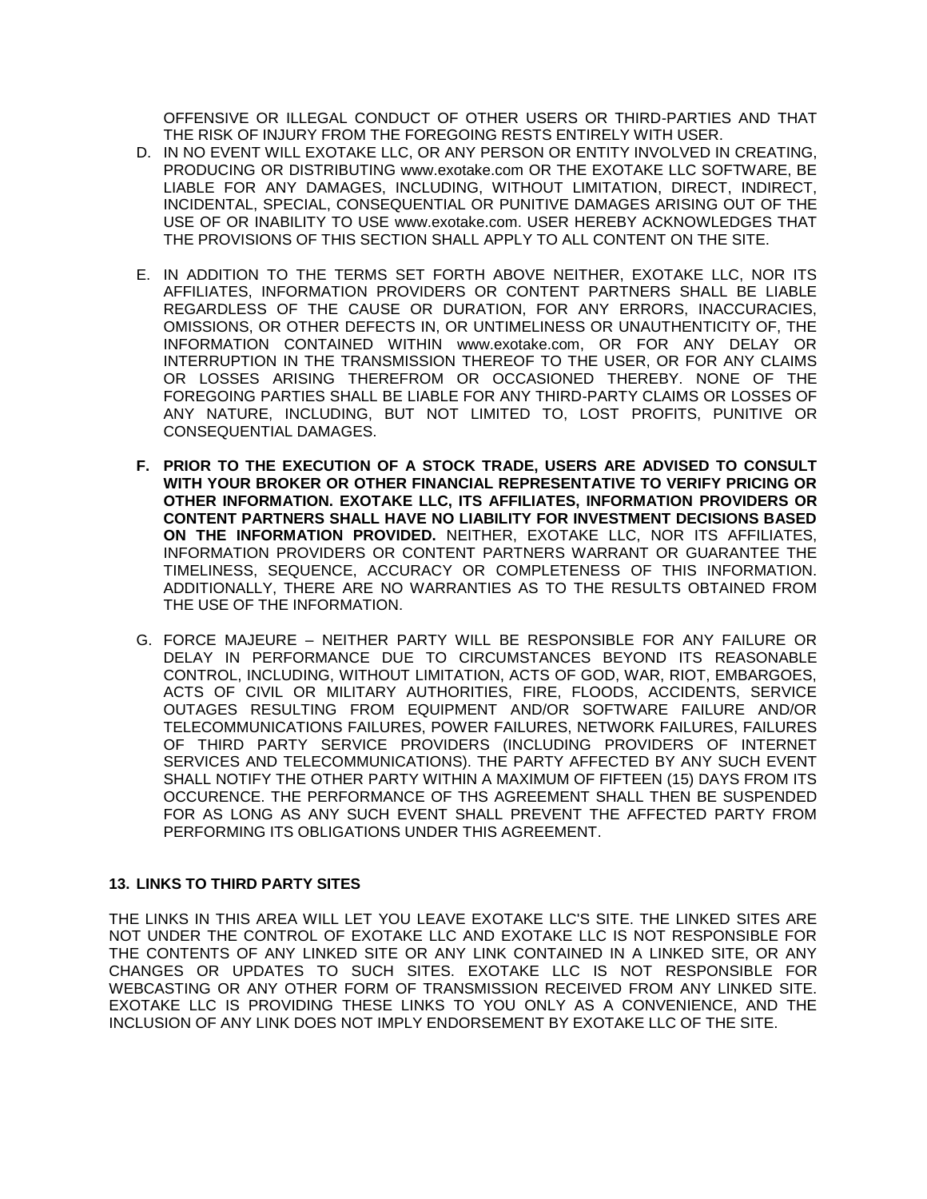OFFENSIVE OR ILLEGAL CONDUCT OF OTHER USERS OR THIRD-PARTIES AND THAT THE RISK OF INJURY FROM THE FOREGOING RESTS ENTIRELY WITH USER.

D. IN NO EVENT WILL EXOTAKE LLC, OR ANY PERSON OR ENTITY INVOLVED IN CREATING, PRODUCING OR DISTRIBUTING www.exotake.com OR THE EXOTAKE LLC SOFTWARE, BE LIABLE FOR ANY DAMAGES, INCLUDING, WITHOUT LIMITATION, DIRECT, INDIRECT, INCIDENTAL, SPECIAL, CONSEQUENTIAL OR PUNITIVE DAMAGES ARISING OUT OF THE USE OF OR INABILITY TO USE www.exotake.com. USER HEREBY ACKNOWLEDGES THAT THE PROVISIONS OF THIS SECTION SHALL APPLY TO ALL CONTENT ON THE SITE.

E. IN ADDITION TO THE TERMS SET FORTH ABOVE NEITHER, EXOTAKE LLC, NOR ITS AFFILIATES, INFORMATION PROVIDERS OR CONTENT PARTNERS SHALL BE LIABLE REGARDLESS OF THE CAUSE OR DURATION, FOR ANY ERRORS, INACCURACIES, OMISSIONS, OR OTHER DEFECTS IN, OR UNTIMELINESS OR UNAUTHENTICITY OF, THE INFORMATION CONTAINED WITHIN www.exotake.com, OR FOR ANY DELAY OR INTERRUPTION IN THE TRANSMISSION THEREOF TO THE USER, OR FOR ANY CLAIMS OR LOSSES ARISING THEREFROM OR OCCASIONED THEREBY. NONE OF THE FOREGOING PARTIES SHALL BE LIABLE FOR ANY THIRD-PARTY CLAIMS OR LOSSES OF ANY NATURE, INCLUDING, BUT NOT LIMITED TO, LOST PROFITS, PUNITIVE OR CONSEQUENTIAL DAMAGES.

**F. PRIOR TO THE EXECUTION OF A STOCK TRADE, USERS ARE ADVISED TO CONSULT WITH YOUR BROKER OR OTHER FINANCIAL REPRESENTATIVE TO VERIFY PRICING OR OTHER INFORMATION. EXOTAKE LLC, ITS AFFILIATES, INFORMATION PROVIDERS OR CONTENT PARTNERS SHALL HAVE NO LIABILITY FOR INVESTMENT DECISIONS BASED ON THE INFORMATION PROVIDED.** NEITHER, EXOTAKE LLC, NOR ITS AFFILIATES, INFORMATION PROVIDERS OR CONTENT PARTNERS WARRANT OR GUARANTEE THE TIMELINESS, SEQUENCE, ACCURACY OR COMPLETENESS OF THIS INFORMATION. ADDITIONALLY, THERE ARE NO WARRANTIES AS TO THE RESULTS OBTAINED FROM THE USE OF THE INFORMATION.

G. FORCE MAJEURE – NEITHER PARTY WILL BE RESPONSIBLE FOR ANY FAILURE OR DELAY IN PERFORMANCE DUE TO CIRCUMSTANCES BEYOND ITS REASONABLE CONTROL, INCLUDING, WITHOUT LIMITATION, ACTS OF GOD, WAR, RIOT, EMBARGOES, ACTS OF CIVIL OR MILITARY AUTHORITIES, FIRE, FLOODS, ACCIDENTS, SERVICE OUTAGES RESULTING FROM EQUIPMENT AND/OR SOFTWARE FAILURE AND/OR TELECOMMUNICATIONS FAILURES, POWER FAILURES, NETWORK FAILURES, FAILURES OF THIRD PARTY SERVICE PROVIDERS (INCLUDING PROVIDERS OF INTERNET SERVICES AND TELECOMMUNICATIONS). THE PARTY AFFECTED BY ANY SUCH EVENT SHALL NOTIFY THE OTHER PARTY WITHIN A MAXIMUM OF FIFTEEN (15) DAYS FROM ITS OCCURENCE. THE PERFORMANCE OF THS AGREEMENT SHALL THEN BE SUSPENDED FOR AS LONG AS ANY SUCH EVENT SHALL PREVENT THE AFFECTED PARTY FROM PERFORMING ITS OBLIGATIONS UNDER THIS AGREEMENT.

## 13. LINKS TO THIRD PARTY SITES

THE LINKS IN THIS AREA WILL LET YOU LEAVE EXOTAKE LLC'S SITE. THE LINKED SITES ARE NOT UNDER THE CONTROL OF EXOTAKE LLC AND EXOTAKE LLC IS NOT RESPONSIBLE FOR THE CONTENTS OF ANY LINKED SITE OR ANY LINK CONTAINED IN A LINKED SITE, OR ANY CHANGES OR UPDATES TO SUCH SITES. EXOTAKE LLC IS NOT RESPONSIBLE FOR WEBCASTING OR ANY OTHER FORM OF TRANSMISSION RECEIVED FROM ANY LINKED SITE. EXOTAKE LLC IS PROVIDING THESE LINKS TO YOU ONLY AS A CONVENIENCE, AND THE INCLUSION OF ANY LINK DOES NOT IMPLY ENDORSEMENT BY EXOTAKE LLC OF THE SITE.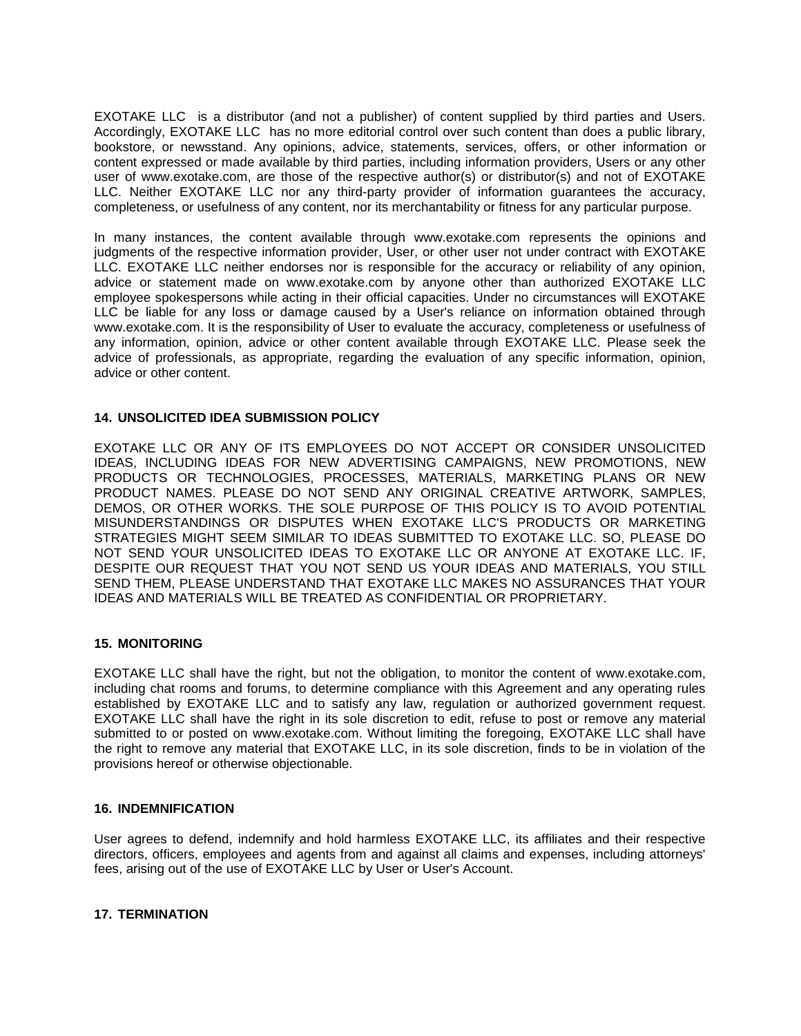EXOTAKE LLC is a distributor (and not a publisher) of content supplied by third parties and Users. Accordingly, EXOTAKE LLC has no more editorial control over such content than does a public library, bookstore, or newsstand. Any opinions, advice, statements, services, offers, or other information or content expressed or made available by third parties, including information providers, Users or any other user of www.exotake.com, are those of the respective author(s) or distributor(s) and not of EXOTAKE LLC. Neither EXOTAKE LLC nor any third-party provider of information guarantees the accuracy, completeness, or usefulness of any content, nor its merchantability or fitness for any particular purpose.

In many instances, the content available through www.exotake.com represents the opinions and judgments of the respective information provider, User, or other user not under contract with EXOTAKE LLC. EXOTAKE LLC neither endorses nor is responsible for the accuracy or reliability of any opinion, advice or statement made on www.exotake.com by anyone other than authorized EXOTAKE LLC employee spokespersons while acting in their official capacities. Under no circumstances will EXOTAKE LLC be liable for any loss or damage caused by a User's reliance on information obtained through www.exotake.com. It is the responsibility of User to evaluate the accuracy, completeness or usefulness of any information, opinion, advice or other content available through EXOTAKE LLC. Please seek the advice of professionals, as appropriate, regarding the evaluation of any specific information, opinion, advice or other content.

### 14. UNSOLICITED IDEA SUBMISSION POLICY

EXOTAKE LLC OR ANY OF ITS EMPLOYEES DO NOT ACCEPT OR CONSIDER UNSOLICITED IDEAS, INCLUDING IDEAS FOR NEW ADVERTISING CAMPAIGNS, NEW PROMOTIONS, NEW PRODUCTS OR TECHNOLOGIES, PROCESSES, MATERIALS, MARKETING PLANS OR NEW PRODUCT NAMES. PLEASE DO NOT SEND ANY ORIGINAL CREATIVE ARTWORK, SAMPLES, DEMOS, OR OTHER WORKS. THE SOLE PURPOSE OF THIS POLICY IS TO AVOID POTENTIAL MISUNDERSTANDINGS OR DISPUTES WHEN EXOTAKE LLC'S PRODUCTS OR MARKETING STRATEGIES MIGHT SEEM SIMILAR TO IDEAS SUBMITTED TO EXOTAKE LLC. SO, PLEASE DO NOT SEND YOUR UNSOLICITED IDEAS TO EXOTAKE LLC OR ANYONE AT EXOTAKE LLC. IF, DESPITE OUR REQUEST THAT YOU NOT SEND US YOUR IDEAS AND MATERIALS, YOU STILL SEND THEM, PLEASE UNDERSTAND THAT EXOTAKE LLC MAKES NO ASSURANCES THAT YOUR IDEAS AND MATERIALS WILL BE TREATED AS CONFIDENTIAL OR PROPRIETARY.

### 15. MONITORING

EXOTAKE LLC shall have the right, but not the obligation, to monitor the content of www.exotake.com, including chat rooms and forums, to determine compliance with this Agreement and any operating rules established by EXOTAKE LLC and to satisfy any law, regulation or authorized government request. EXOTAKE LLC shall have the right in its sole discretion to edit, refuse to post or remove any material submitted to or posted on www.exotake.com. Without limiting the foregoing, EXOTAKE LLC shall have the right to remove any material that EXOTAKE LLC, in its sole discretion, finds to be in violation of the provisions hereof or otherwise objectionable.

### 16. INDEMNIFICATION

User agrees to defend, indemnify and hold harmless EXOTAKE LLC, its affiliates and their respective directors, officers, employees and agents from and against all claims and expenses, including attorneys' fees, arising out of the use of EXOTAKE LLC by User or User's Account.

### 17. TERMINATION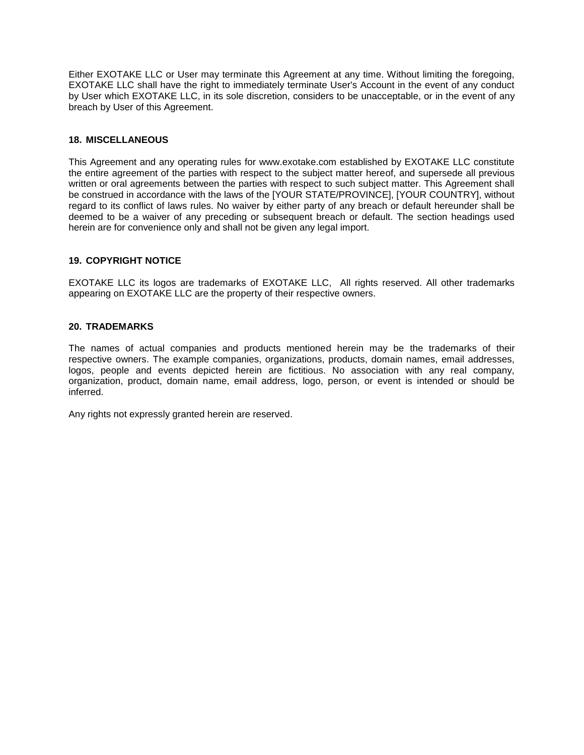Either EXOTAKE LLC or User may terminate this Agreement at any time. Without limiting the foregoing, EXOTAKE LLC shall have the right to immediately terminate User's Account in the event of any conduct by User which EXOTAKE LLC, in its sole discretion, considers to be unacceptable, or in the event of any breach by User of this Agreement.

## 18. MISCELLANEOUS

This Agreement and any operating rules for www.exotake.com established by EXOTAKE LLC constitute the entire agreement of the parties with respect to the subject matter hereof, and supersede all previous written or oral agreements between the parties with respect to such subject matter. This Agreement shall be construed in accordance with the laws of the [YOUR STATE/PROVINCE], [YOUR COUNTRY], without regard to its conflict of laws rules. No waiver by either party of any breach or default hereunder shall be deemed to be a waiver of any preceding or subsequent breach or default. The section headings used herein are for convenience only and shall not be given any legal import.

## 19. COPYRIGHT NOTICE

EXOTAKE LLC its logos are trademarks of EXOTAKE LLC, All rights reserved. All other trademarks appearing on EXOTAKE LLC are the property of their respective owners.

## 20. TRADEMARKS

The names of actual companies and products mentioned herein may be the trademarks of their respective owners. The example companies, organizations, products, domain names, email addresses, logos, people and events depicted herein are fictitious. No association with any real company, organization, product, domain name, email address, logo, person, or event is intended or should be inferred.

Any rights not expressly granted herein are reserved.